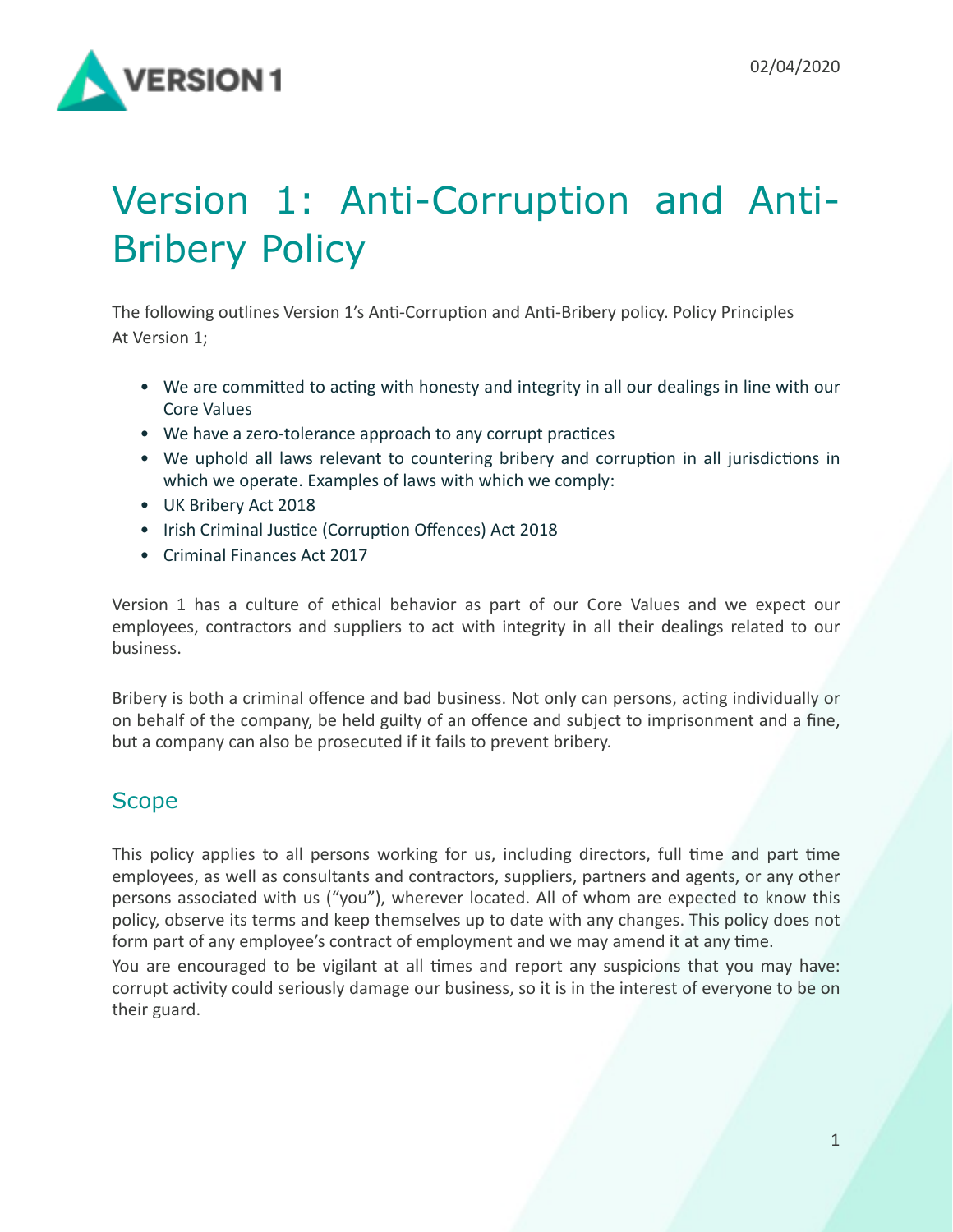# Version 1: Anti-Corruption and Anti-Bribery Policy

The following outlines Version 1's Anti-Corruption and Anti-Bribery policy. Policy Principles At Version 1;

- We are committed to acting with honesty and integrity in all our dealings in line with our Core Values
- We have a zero-tolerance approach to any corrupt practices
- We uphold all laws relevant to countering bribery and corruption in all jurisdictions in which we operate. Examples of laws with which we comply:
- UK Bribery Act 2018
- Irish Criminal Justice (Corruption Offences) Act 2018
- Criminal Finances Act 2017

Version 1 has a culture of ethical behavior as part of our Core Values and we expect our employees, contractors and suppliers to act with integrity in all their dealings related to our business.

Bribery is both a criminal offence and bad business. Not only can persons, acting individually or on behalf of the company, be held guilty of an offence and subject to imprisonment and a fine, but a company can also be prosecuted if it fails to prevent bribery.

## Scope

This policy applies to all persons working for us, including directors, full time and part time employees, as well as consultants and contractors, suppliers, partners and agents, or any other persons associated with us ("you"), wherever located. All of whom are expected to know this policy, observe its terms and keep themselves up to date with any changes. This policy does not form part of any employee's contract of employment and we may amend it at any time.

You are encouraged to be vigilant at all times and report any suspicions that you may have: corrupt activity could seriously damage our business, so it is in the interest of everyone to be on their guard.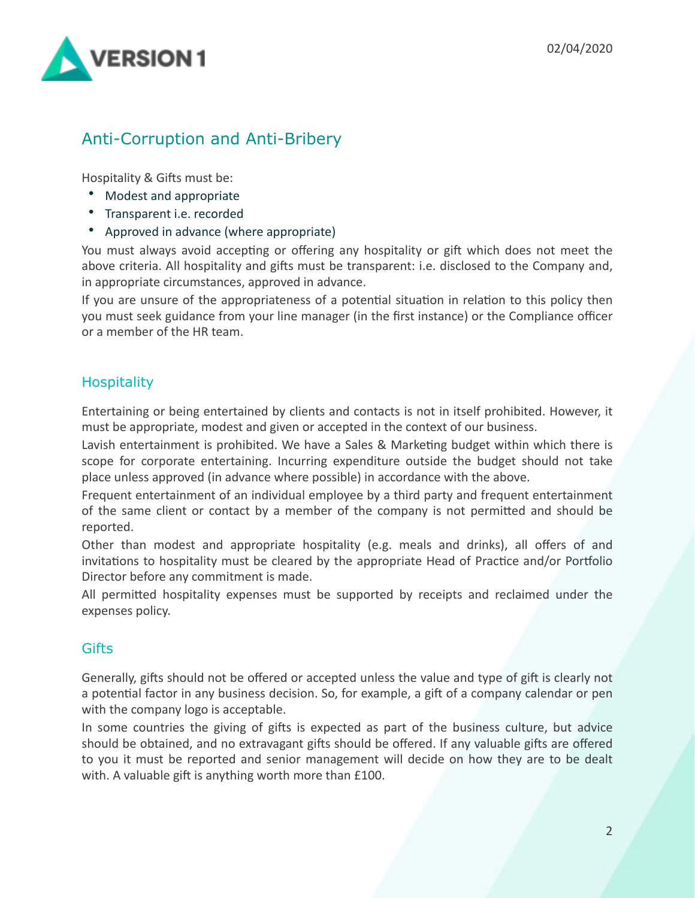## Anti-Corruption and Anti-Bribery

Hospitality & Gifts must be:

- Modest and appropriate
- Transparent i.e. recorded
- Approved in advance (where appropriate)

You must always avoid accepting or offering any hospitality or gift which does not meet the above criteria. All hospitality and gifts must be transparent: i.e. disclosed to the Company and, in appropriate circumstances, approved in advance.

If you are unsure of the appropriateness of a potential situation in relation to this policy then you must seek guidance from your line manager (in the first instance) or the Compliance officer or a member of the HR team.

### Hospitality

Entertaining or being entertained by clients and contacts is not in itself prohibited. However, it must be appropriate, modest and given or accepted in the context of our business.

Lavish entertainment is prohibited. We have a Sales & Marketing budget within which there is scope for corporate entertaining. Incurring expenditure outside the budget should not take place unless approved (in advance where possible) in accordance with the above.

Frequent entertainment of an individual employee by a third party and frequent entertainment of the same client or contact by a member of the company is not permitted and should be reported.

Other than modest and appropriate hospitality (e.g. meals and drinks), all offers of and invitations to hospitality must be cleared by the appropriate Head of Practice and/or Portfolio Director before any commitment is made.

All permitted hospitality expenses must be supported by receipts and reclaimed under the expenses policy.

### Gifts

Generally, gifts should not be offered or accepted unless the value and type of gift is clearly not a potential factor in any business decision. So, for example, a gift of a company calendar or pen with the company logo is acceptable.

In some countries the giving of gifts is expected as part of the business culture, but advice should be obtained, and no extravagant gifts should be offered. If any valuable gifts are offered to you it must be reported and senior management will decide on how they are to be dealt with. A valuable gift is anything worth more than £100.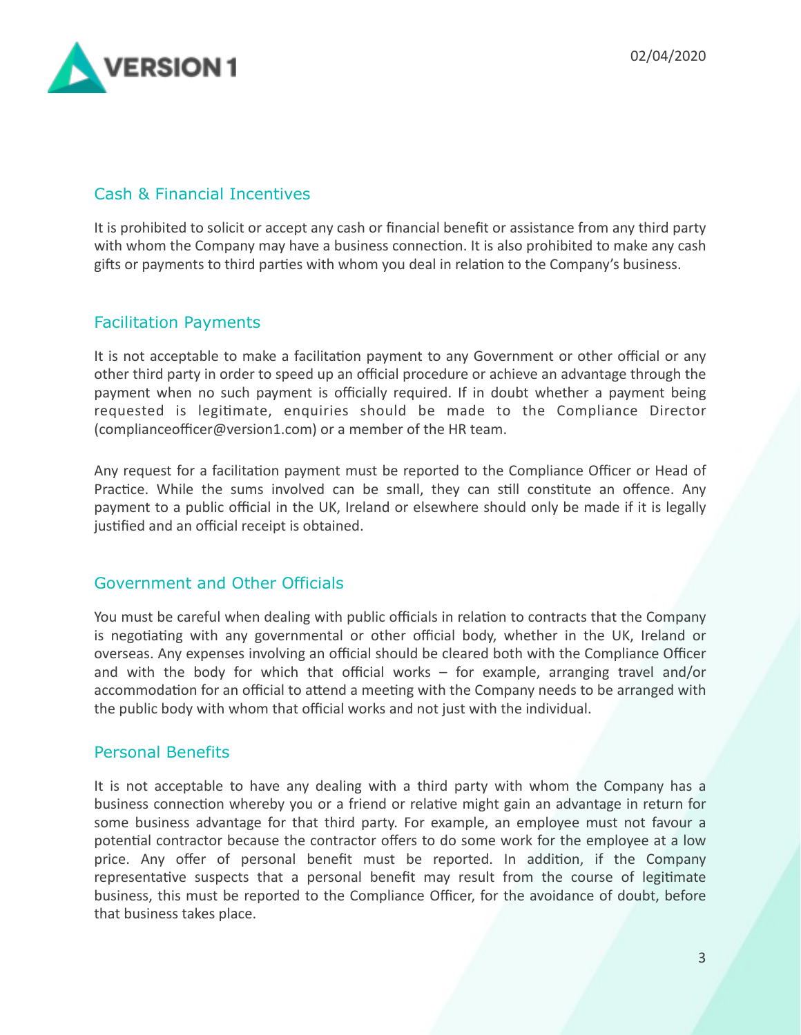## Cash & Financial Incentives

It is prohibited to solicit or accept any cash or financial benefit or assistance from any third party with whom the Company may have a business connection. It is also prohibited to make any cash gifts or payments to third parties with whom you deal in relation to the Company's business.

## Facilitation Payments

It is not acceptable to make a facilitation payment to any Government or other official or any other third party in order to speed up an official procedure or achieve an advantage through the payment when no such payment is officially required. If in doubt whether a payment being requested is legitimate, enquiries should be made to the Compliance Director (complianceofficer@version1.com) or a member of the HR team.

Any request for a facilitation payment must be reported to the Compliance Officer or Head of Practice. While the sums involved can be small, they can still constitute an offence. Any payment to a public official in the UK, Ireland or elsewhere should only be made if it is legally justified and an official receipt is obtained.

## Government and Other Officials

You must be careful when dealing with public officials in relation to contracts that the Company is negotiating with any governmental or other official body, whether in the UK, Ireland or overseas. Any expenses involving an official should be cleared both with the Compliance Officer and with the body for which that official works – for example, arranging travel and/or accommodation for an official to attend a meeting with the Company needs to be arranged with the public body with whom that official works and not just with the individual.

## Personal Benefits

It is not acceptable to have any dealing with a third party with whom the Company has a business connection whereby you or a friend or relative might gain an advantage in return for some business advantage for that third party. For example, an employee must not favour a potential contractor because the contractor offers to do some work for the employee at a low price. Any offer of personal benefit must be reported. In addition, if the Company representative suspects that a personal benefit may result from the course of legitimate business, this must be reported to the Compliance Officer, for the avoidance of doubt, before that business takes place.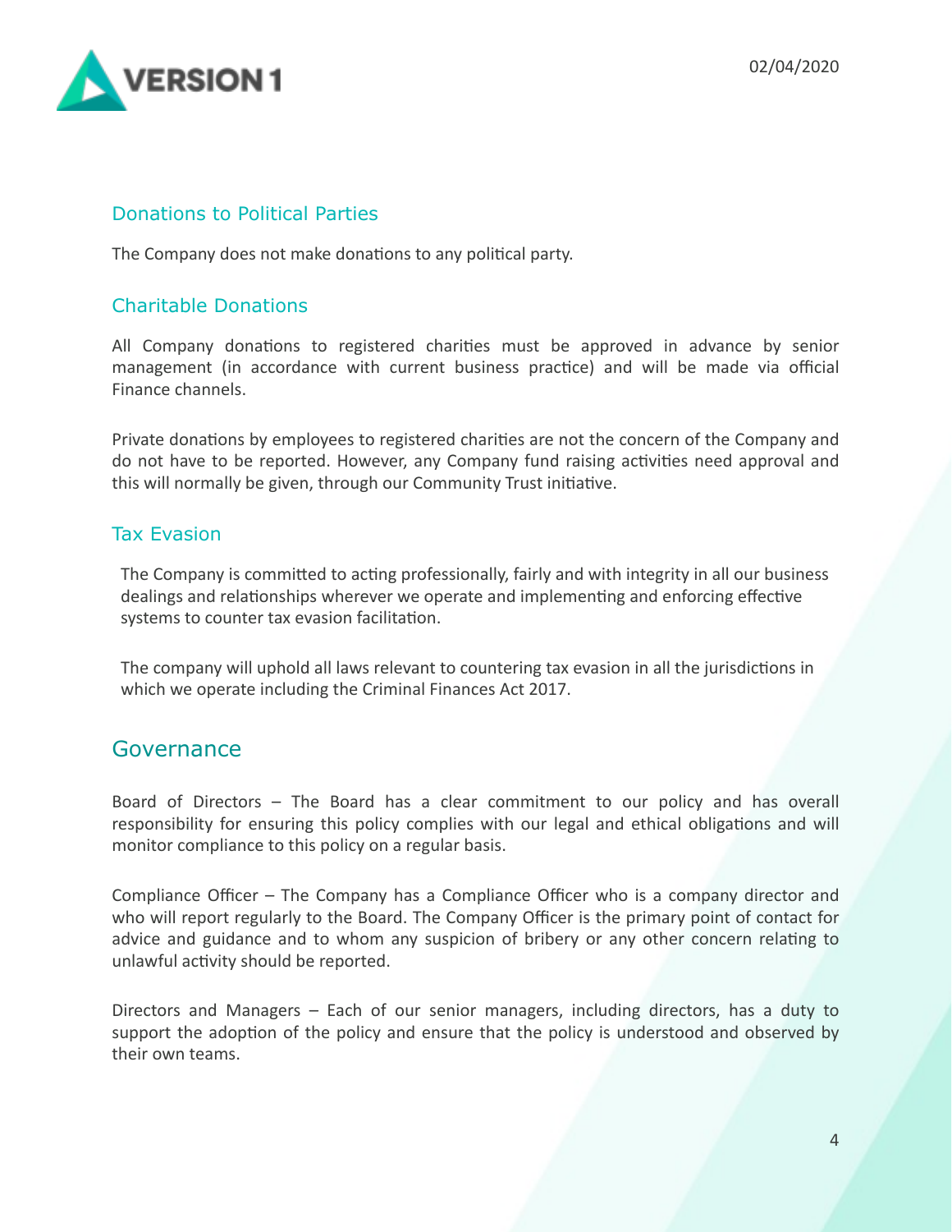### Donations to Political Parties

The Company does not make donations to any political party.

### Charitable Donations

All Company donations to registered charities must be approved in advance by senior management (in accordance with current business practice) and will be made via official Finance channels.

Private donations by employees to registered charities are not the concern of the Company and do not have to be reported. However, any Company fund raising activities need approval and this will normally be given, through our Community Trust initiative.

### Tax Evasion

The Company is committed to acting professionally, fairly and with integrity in all our business dealings and relationships wherever we operate and implementing and enforcing effective systems to counter tax evasion facilitation.

The company will uphold all laws relevant to countering tax evasion in all the jurisdictions in which we operate including the Criminal Finances Act 2017.

## Governance

Board of Directors – The Board has a clear commitment to our policy and has overall responsibility for ensuring this policy complies with our legal and ethical obligations and will monitor compliance to this policy on a regular basis.

Compliance Officer – The Company has a Compliance Officer who is a company director and who will report regularly to the Board. The Company Officer is the primary point of contact for advice and guidance and to whom any suspicion of bribery or any other concern relating to unlawful activity should be reported.

Directors and Managers – Each of our senior managers, including directors, has a duty to support the adoption of the policy and ensure that the policy is understood and observed by their own teams.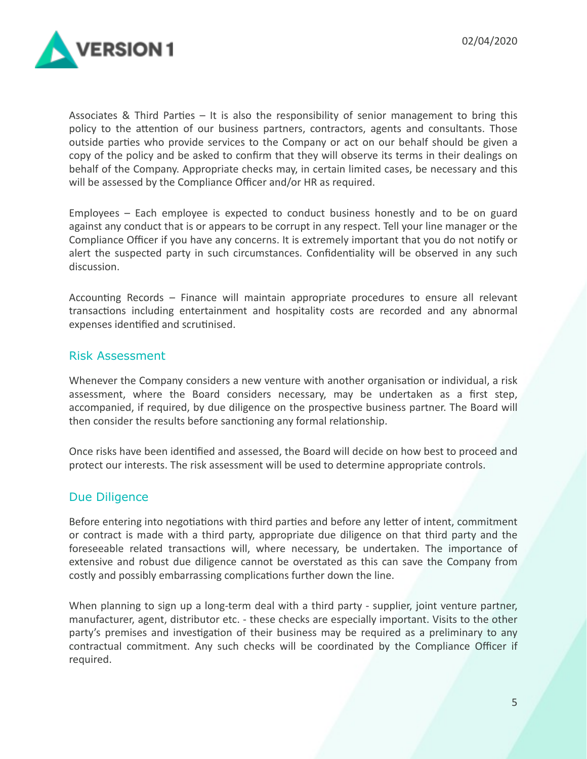Associates & Third Parties – It is also the responsibility of senior management to bring this policy to the attention of our business partners, contractors, agents and consultants. Those outside parties who provide services to the Company or act on our behalf should be given a copy of the policy and be asked to confirm that they will observe its terms in their dealings on behalf of the Company. Appropriate checks may, in certain limited cases, be necessary and this will be assessed by the Compliance Officer and/or HR as required.

Employees – Each employee is expected to conduct business honestly and to be on guard against any conduct that is or appears to be corrupt in any respect. Tell your line manager or the Compliance Officer if you have any concerns. It is extremely important that you do not notify or alert the suspected party in such circumstances. Confidentiality will be observed in any such discussion.

Accounting Records – Finance will maintain appropriate procedures to ensure all relevant transactions including entertainment and hospitality costs are recorded and any abnormal expenses identified and scrutinised.

## Risk Assessment

Whenever the Company considers a new venture with another organisation or individual, a risk assessment, where the Board considers necessary, may be undertaken as a first step, accompanied, if required, by due diligence on the prospective business partner. The Board will then consider the results before sanctioning any formal relationship.

Once risks have been identified and assessed, the Board will decide on how best to proceed and protect our interests. The risk assessment will be used to determine appropriate controls.

## Due Diligence

Before entering into negotiations with third parties and before any letter of intent, commitment or contract is made with a third party, appropriate due diligence on that third party and the foreseeable related transactions will, where necessary, be undertaken. The importance of extensive and robust due diligence cannot be overstated as this can save the Company from costly and possibly embarrassing complications further down the line.

When planning to sign up a long-term deal with a third party - supplier, joint venture partner, manufacturer, agent, distributor etc. - these checks are especially important. Visits to the other party's premises and investigation of their business may be required as a preliminary to any contractual commitment. Any such checks will be coordinated by the Compliance Officer if required.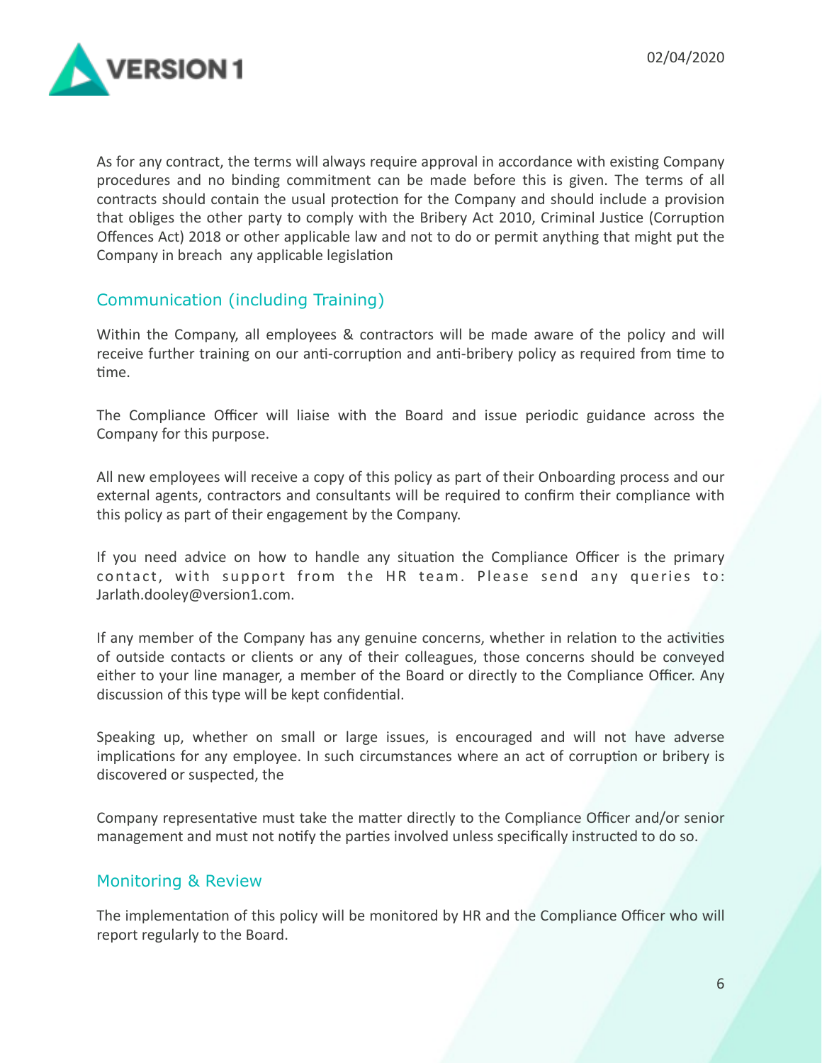As for any contract, the terms will always require approval in accordance with existing Company procedures and no binding commitment can be made before this is given. The terms of all contracts should contain the usual protection for the Company and should include a provision that obliges the other party to comply with the Bribery Act 2010, Criminal Justice (Corruption Offences Act) 2018 or other applicable law and not to do or permit anything that might put the Company in breach any applicable legislation

## Communication (including Training)

Within the Company, all employees & contractors will be made aware of the policy and will receive further training on our anti-corruption and anti-bribery policy as required from time to time.

The Compliance Officer will liaise with the Board and issue periodic guidance across the Company for this purpose.

All new employees will receive a copy of this policy as part of their Onboarding process and our external agents, contractors and consultants will be required to confirm their compliance with this policy as part of their engagement by the Company.

If you need advice on how to handle any situation the Compliance Officer is the primary contact, with support from the HR team. Please send any queries to: Jarlath.dooley@version1.com.

If any member of the Company has any genuine concerns, whether in relation to the activities of outside contacts or clients or any of their colleagues, those concerns should be conveyed either to your line manager, a member of the Board or directly to the Compliance Officer. Any discussion of this type will be kept confidential.

Speaking up, whether on small or large issues, is encouraged and will not have adverse implications for any employee. In such circumstances where an act of corruption or bribery is discovered or suspected, the

Company representative must take the matter directly to the Compliance Officer and/or senior management and must not notify the parties involved unless specifically instructed to do so.

## Monitoring & Review

The implementation of this policy will be monitored by HR and the Compliance Officer who will report regularly to the Board.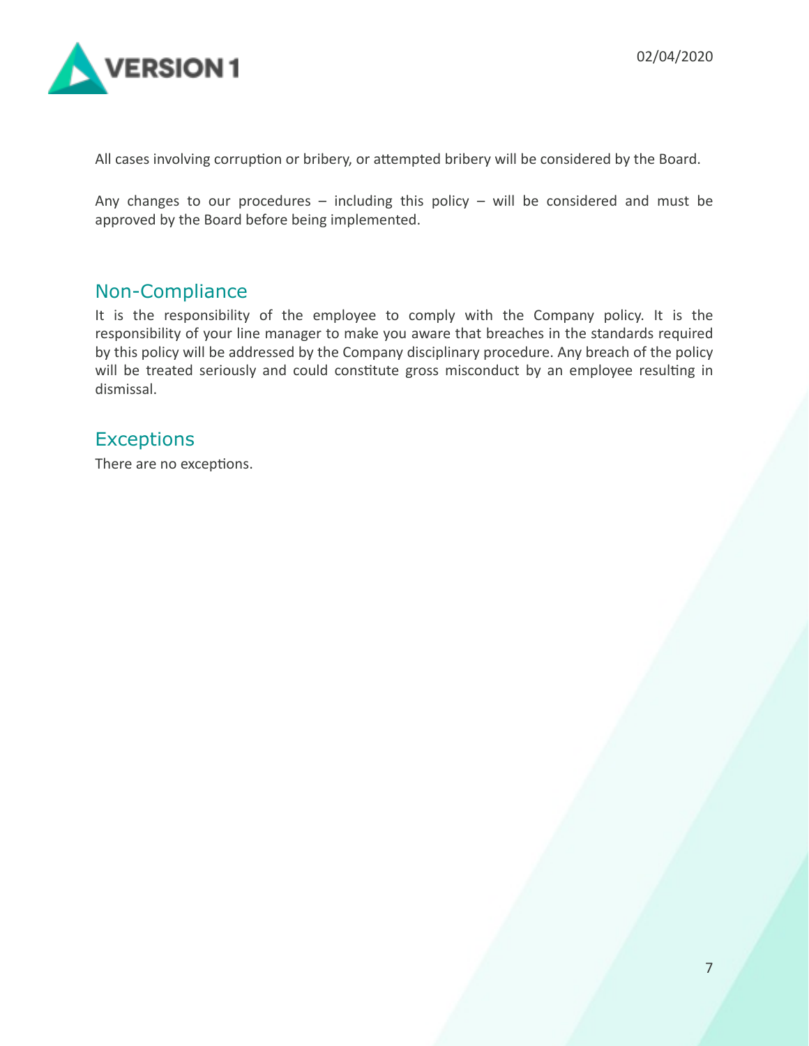All cases involving corruption or bribery, or attempted bribery will be considered by the Board.

Any changes to our procedures – including this policy – will be considered and must be approved by the Board before being implemented.

## Non-Compliance

It is the responsibility of the employee to comply with the Company policy. It is the responsibility of your line manager to make you aware that breaches in the standards required by this policy will be addressed by the Company disciplinary procedure. Any breach of the policy will be treated seriously and could constitute gross misconduct by an employee resulting in dismissal.

## Exceptions

There are no exceptions.